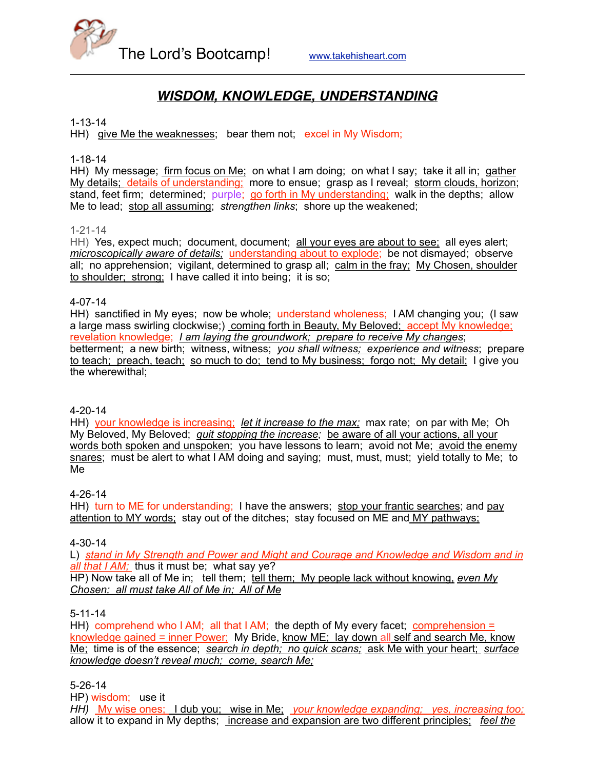The Lord's Bootcamp! www.takehisheart.com

# ***WISDOM, KNOWLEDGE, UNDERSTANDING***

1-13-14
HH) give Me the weaknesses; bear them not; excel in My Wisdom;

1-18-14
HH) My message; firm focus on Me; on what I am doing; on what I say; take it all in; gather My details; details of understanding; more to ensue; grasp as I reveal; storm clouds, horizon; stand, feet firm; determined; purple; go forth in My understanding; walk in the depths; allow Me to lead; stop all assuming; *strengthen links*; shore up the weakened;

1-21-14
HH) Yes, expect much; document, document; all your eyes are about to see; all eyes alert; *microscopically aware of details;* understanding about to explode; be not dismayed; observe all; no apprehension; vigilant, determined to grasp all; calm in the fray; My Chosen, shoulder to shoulder; strong; I have called it into being; it is so;

4-07-14
HH) sanctified in My eyes; now be whole; understand wholeness; I AM changing you; (I saw a large mass swirling clockwise;) coming forth in Beauty, My Beloved; accept My knowledge; revelation knowledge; *I am laying the groundwork; prepare to receive My changes*; betterment; a new birth; witness, witness; *you shall witness; experience and witness*; prepare to teach; preach, teach; so much to do; tend to My business; forgo not; My detail; I give you the wherewithal;

4-20-14
HH) your knowledge is increasing; *let it increase to the max;* max rate; on par with Me; Oh My Beloved, My Beloved; *quit stopping the increase;* be aware of all your actions, all your words both spoken and unspoken; you have lessons to learn; avoid not Me; avoid the enemy snares; must be alert to what I AM doing and saying; must, must, must; yield totally to Me; to Me

4-26-14
HH) turn to ME for understanding; I have the answers; stop your frantic searches; and pay attention to MY words; stay out of the ditches; stay focused on ME and MY pathways;

4-30-14
L) *stand in My Strength and Power and Might and Courage and Knowledge and Wisdom and in all that I AM;* thus it must be; what say ye?
HP) Now take all of Me in; tell them; tell them; My people lack without knowing, *even My Chosen; all must take All of Me in; All of Me*

5-11-14
HH) comprehend who I AM; all that I AM; the depth of My every facet; comprehension = knowledge gained = inner Power; My Bride, know ME; lay down all self and search Me, know Me; time is of the essence; *search in depth; no quick scans;* ask Me with your heart; *surface knowledge doesn't reveal much; come, search Me;*

5-26-14
HP) wisdom; use it
*HH)* My wise ones; I dub you; wise in Me; *your knowledge expanding; yes, increasing too;* allow it to expand in My depths; increase and expansion are two different principles; *feel the*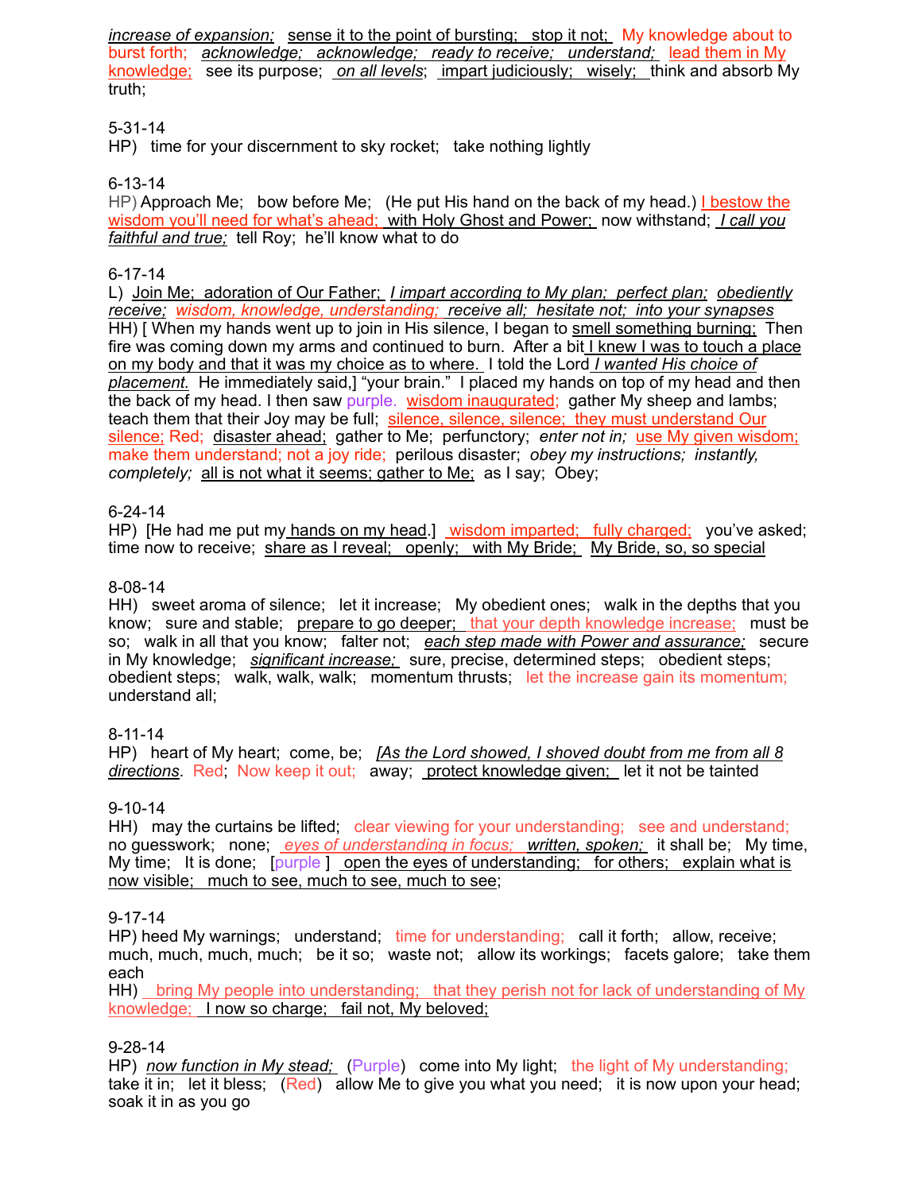*increase of expansion;* sense it to the point of bursting; stop it not; My knowledge about to burst forth; *acknowledge; acknowledge; ready to receive; understand;* lead them in My knowledge; see its purpose; *on all levels*; impart judiciously; wisely; think and absorb My truth;

5-31-14
HP) time for your discernment to sky rocket; take nothing lightly

6-13-14
HP) Approach Me; bow before Me; (He put His hand on the back of my head.) I bestow the wisdom you'll need for what's ahead; with Holy Ghost and Power; now withstand; *I call you faithful and true;* tell Roy; he'll know what to do

6-17-14
L) Join Me; adoration of Our Father; *I impart according to My plan; perfect plan; obediently receive; wisdom, knowledge, understanding; receive all; hesitate not; into your synapses*
HH) [ When my hands went up to join in His silence, I began to smell something burning; Then fire was coming down my arms and continued to burn. After a bit I knew I was to touch a place on my body and that it was my choice as to where. I told the Lord *I wanted His choice of placement.* He immediately said,] "your brain." I placed my hands on top of my head and then the back of my head. I then saw purple. wisdom inaugurated; gather My sheep and lambs; teach them that their Joy may be full; silence, silence, silence; they must understand Our silence; Red; disaster ahead; gather to Me; perfunctory; *enter not in;* use My given wisdom; make them understand; not a joy ride; perilous disaster; *obey my instructions; instantly, completely;* all is not what it seems; gather to Me; as I say; Obey;

6-24-14
HP) [He had me put my hands on my head.] wisdom imparted; fully charged; you've asked; time now to receive; share as I reveal; openly; with My Bride; My Bride, so, so special

8-08-14
HH) sweet aroma of silence; let it increase; My obedient ones; walk in the depths that you know; sure and stable; prepare to go deeper; that your depth knowledge increase; must be so; walk in all that you know; falter not; *each step made with Power and assurance;* secure in My knowledge; *significant increase;* sure, precise, determined steps; obedient steps; obedient steps; walk, walk, walk; momentum thrusts; let the increase gain its momentum; understand all;

8-11-14
HP) heart of My heart; come, be; *[As the Lord showed, I shoved doubt from me from all 8 directions*. Red; Now keep it out; away; protect knowledge given; let it not be tainted

9-10-14
HH) may the curtains be lifted; clear viewing for your understanding; see and understand; no guesswork; none; *eyes of understanding in focus; written, spoken;* it shall be; My time, My time; It is done; [purple ] open the eyes of understanding; for others; explain what is now visible; much to see, much to see, much to see;

9-17-14
HP) heed My warnings; understand; time for understanding; call it forth; allow, receive; much, much, much, much; be it so; waste not; allow its workings; facets galore; take them each
HH) bring My people into understanding; that they perish not for lack of understanding of My knowledge; I now so charge; fail not, My beloved;

9-28-14
HP) *now function in My stead;* (Purple) come into My light; the light of My understanding; take it in; let it bless; (Red) allow Me to give you what you need; it is now upon your head; soak it in as you go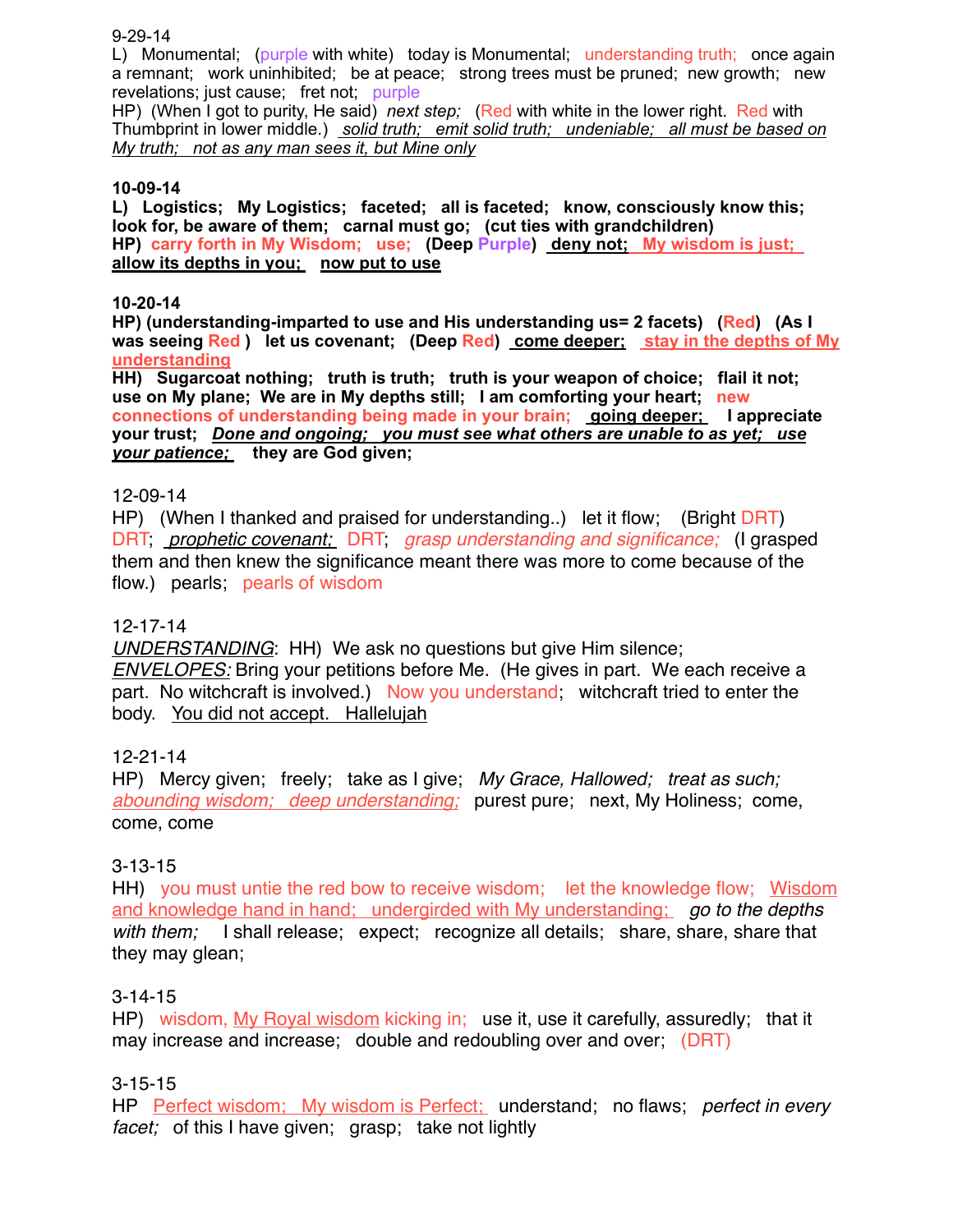9-29-14

L) Monumental; (purple with white) today is Monumental; understanding truth; once again a remnant; work uninhibited; be at peace; strong trees must be pruned; new growth; new revelations; just cause; fret not; purple

HP) (When I got to purity, He said) *next step;* (Red with white in the lower right. Red with Thumbprint in lower middle.) *solid truth; emit solid truth; undeniable; all must be based on My truth; not as any man sees it, but Mine only*

**10-09-14**

**L) Logistics; My Logistics; faceted; all is faceted; know, consciously know this; look for, be aware of them; carnal must go; (cut ties with grandchildren)**

**HP) carry forth in My Wisdom; use; (Deep Purple) deny not; My wisdom is just; allow its depths in you; now put to use**

**10-20-14**

**HP) (understanding-imparted to use and His understanding us= 2 facets) (Red) (As I was seeing Red ) let us covenant; (Deep Red) come deeper; stay in the depths of My understanding**

**HH) Sugarcoat nothing; truth is truth; truth is your weapon of choice; flail it not; use on My plane; We are in My depths still; I am comforting your heart; new connections of understanding being made in your brain; going deeper; I appreciate your trust; *Done and ongoing; you must see what others are unable to as yet; use your patience;* they are God given;**

12-09-14

HP) (When I thanked and praised for understanding..) let it flow; (Bright DRT) DRT; *prophetic covenant;* DRT; *grasp understanding and significance;* (I grasped them and then knew the significance meant there was more to come because of the flow.) pearls; pearls of wisdom

12-17-14

*UNDERSTANDING*: HH) We ask no questions but give Him silence;
*ENVELOPES:* Bring your petitions before Me. (He gives in part. We each receive a part. No witchcraft is involved.) Now you understand; witchcraft tried to enter the body. You did not accept. Hallelujah

12-21-14

HP) Mercy given; freely; take as I give; *My Grace, Hallowed; treat as such; abounding wisdom; deep understanding;* purest pure; next, My Holiness; come, come, come

3-13-15

HH) you must untie the red bow to receive wisdom; let the knowledge flow; Wisdom and knowledge hand in hand; undergirded with My understanding; *go to the depths with them;* I shall release; expect; recognize all details; share, share, share that they may glean;

3-14-15

HP) wisdom, My Royal wisdom kicking in; use it, use it carefully, assuredly; that it may increase and increase; double and redoubling over and over; (DRT)

3-15-15

HP Perfect wisdom; My wisdom is Perfect; understand; no flaws; *perfect in every facet;* of this I have given; grasp; take not lightly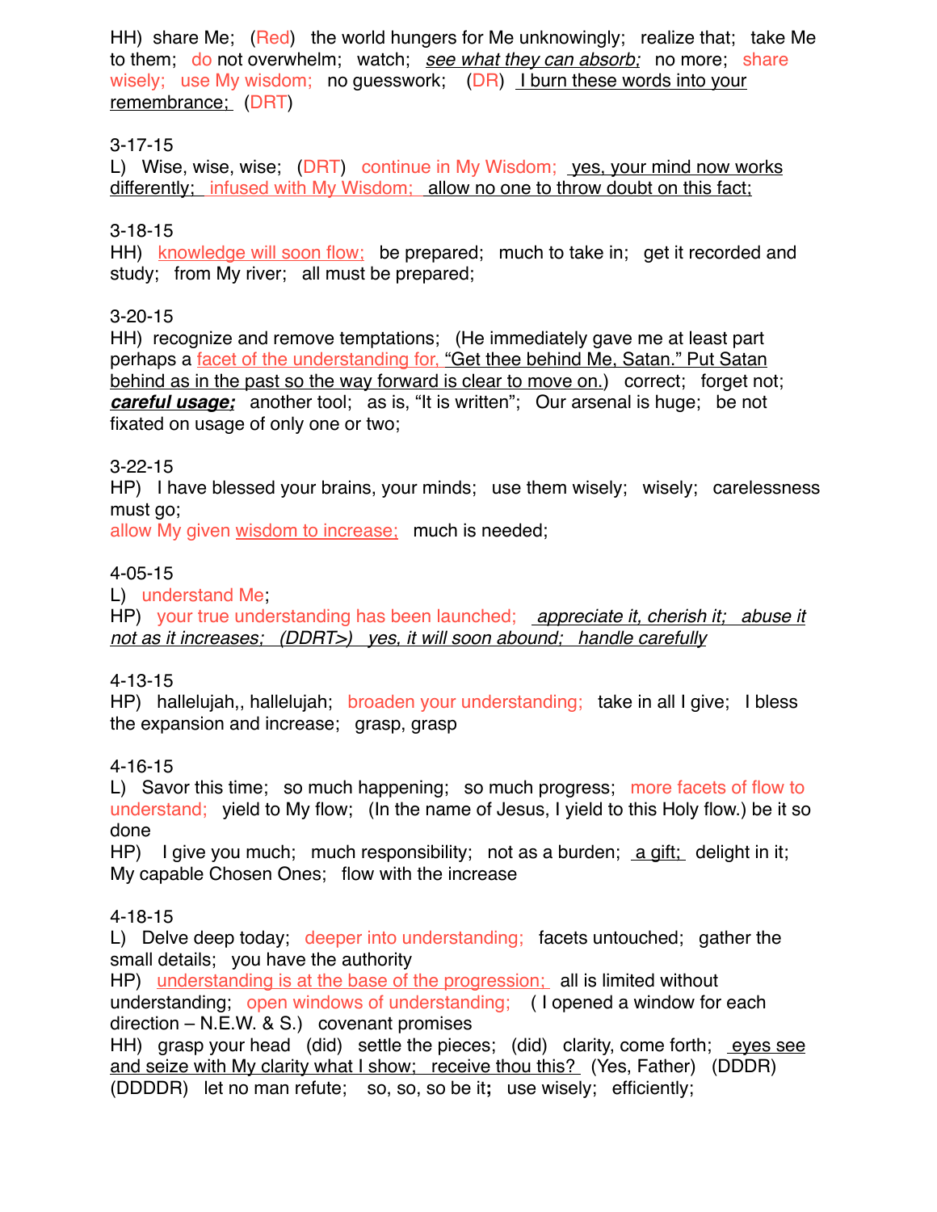HH)  share Me;  (Red)  the world hungers for Me unknowingly;  realize that;  take Me to them;  do not overwhelm;  watch;  *see what they can absorb;*  no more;  share wisely;  use My wisdom;  no guesswork;  (DR)  I burn these words into your remembrance;  (DRT)

3-17-15
L)  Wise, wise, wise;  (DRT)  continue in My Wisdom;  yes, your mind now works differently;  infused with My Wisdom;  allow no one to throw doubt on this fact;

3-18-15
HH)  knowledge will soon flow;  be prepared;  much to take in;  get it recorded and study;  from My river;  all must be prepared;

3-20-15
HH)  recognize and remove temptations;  (He immediately gave me at least part perhaps a facet of the understanding for, "Get thee behind Me, Satan." Put Satan behind as in the past so the way forward is clear to move on.)  correct;  forget not;  ***careful usage;***  another tool;  as is, "It is written";  Our arsenal is huge;  be not fixated on usage of only one or two;

3-22-15
HP)  I have blessed your brains, your minds;  use them wisely;  wisely;  carelessness must go;
allow My given wisdom to increase;  much is needed;

4-05-15
L)  understand Me;
HP)  your true understanding has been launched;  *appreciate it, cherish it;  abuse it not as it increases;  (DDRT>)  yes, it will soon abound;  handle carefully*

4-13-15
HP)  hallelujah,, hallelujah;  broaden your understanding;  take in all I give;  I bless the expansion and increase;  grasp, grasp

4-16-15
L)  Savor this time;  so much happening;  so much progress;  more facets of flow to understand;  yield to My flow;  (In the name of Jesus, I yield to this Holy flow.) be it so done
HP)  I give you much;  much responsibility;  not as a burden;  a gift;  delight in it;  My capable Chosen Ones;  flow with the increase

4-18-15
L)  Delve deep today;  deeper into understanding;  facets untouched;  gather the small details;  you have the authority
HP)  understanding is at the base of the progression;  all is limited without understanding;  open windows of understanding;  ( I opened a window for each direction – N.E.W. & S.)  covenant promises
HH)  grasp your head  (did)  settle the pieces;  (did)  clarity, come forth;  eyes see and seize with My clarity what I show;  receive thou this?  (Yes, Father)  (DDDR) (DDDDR)  let no man refute;  so, so, so be it**;**  use wisely;  efficiently;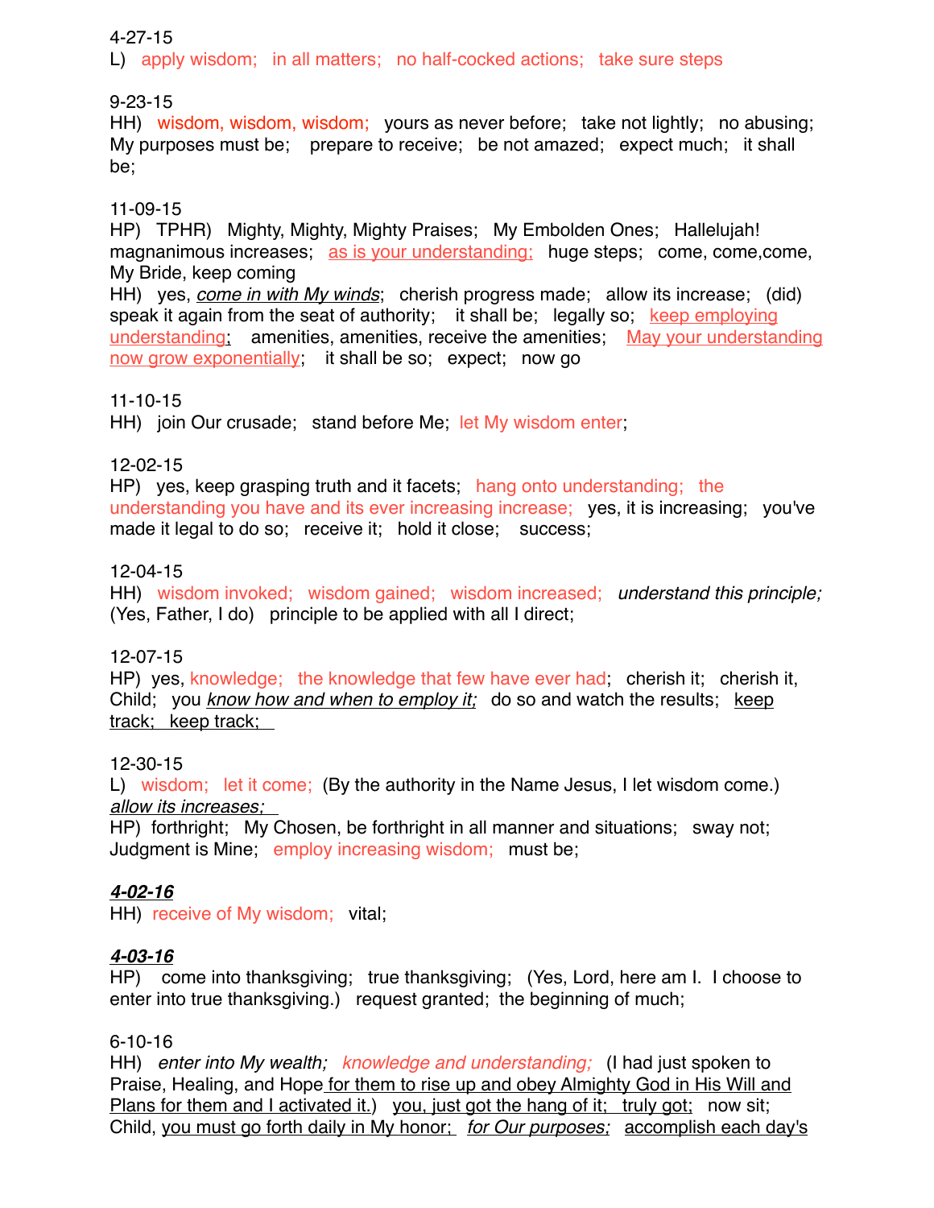4-27-15
L)   apply wisdom;   in all matters;   no half-cocked actions;   take sure steps

9-23-15
HH)   wisdom, wisdom, wisdom;   yours as never before;   take not lightly;   no abusing; My purposes must be;   prepare to receive;   be not amazed;   expect much;   it shall be;

11-09-15
HP)   TPHR)   Mighty, Mighty, Mighty Praises;   My Embolden Ones;   Hallelujah! magnanimous increases;   as is your understanding;   huge steps;   come, come,come, My Bride, keep coming
HH)   yes, *come in with My winds*;   cherish progress made;   allow its increase;   (did) speak it again from the seat of authority;   it shall be;   legally so;   keep employing understanding;   amenities, amenities, receive the amenities;   May your understanding now grow exponentially;   it shall be so;   expect;   now go

11-10-15
HH)   join Our crusade;   stand before Me;   let My wisdom enter;

12-02-15
HP)   yes, keep grasping truth and it facets;   hang onto understanding;   the understanding you have and its ever increasing increase;   yes, it is increasing;   you've made it legal to do so;   receive it;   hold it close;   success;

12-04-15
HH)   wisdom invoked;   wisdom gained;   wisdom increased;   *understand this principle;* (Yes, Father, I do)   principle to be applied with all I direct;

12-07-15
HP)   yes, knowledge;   the knowledge that few have ever had;   cherish it;   cherish it, Child;   you *know how and when to employ it;*   do so and watch the results;   keep track;   keep track;

12-30-15
L)   wisdom;   let it come;   (By the authority in the Name Jesus, I let wisdom come.) *allow its increases;*
HP)   forthright;   My Chosen, be forthright in all manner and situations;   sway not; Judgment is Mine;   employ increasing wisdom;   must be;

***4-02-16***
HH)   receive of My wisdom;   vital;

***4-03-16***
HP)   come into thanksgiving;   true thanksgiving;   (Yes, Lord, here am I.  I choose to enter into true thanksgiving.)   request granted;   the beginning of much;

6-10-16
HH)   *enter into My wealth;*   *knowledge and understanding;*   (I had just spoken to Praise, Healing, and Hope for them to rise up and obey Almighty God in His Will and Plans for them and I activated it.)   you, just got the hang of it;   truly got;   now sit; Child, you must go forth daily in My honor;   *for Our purposes;*   accomplish each day's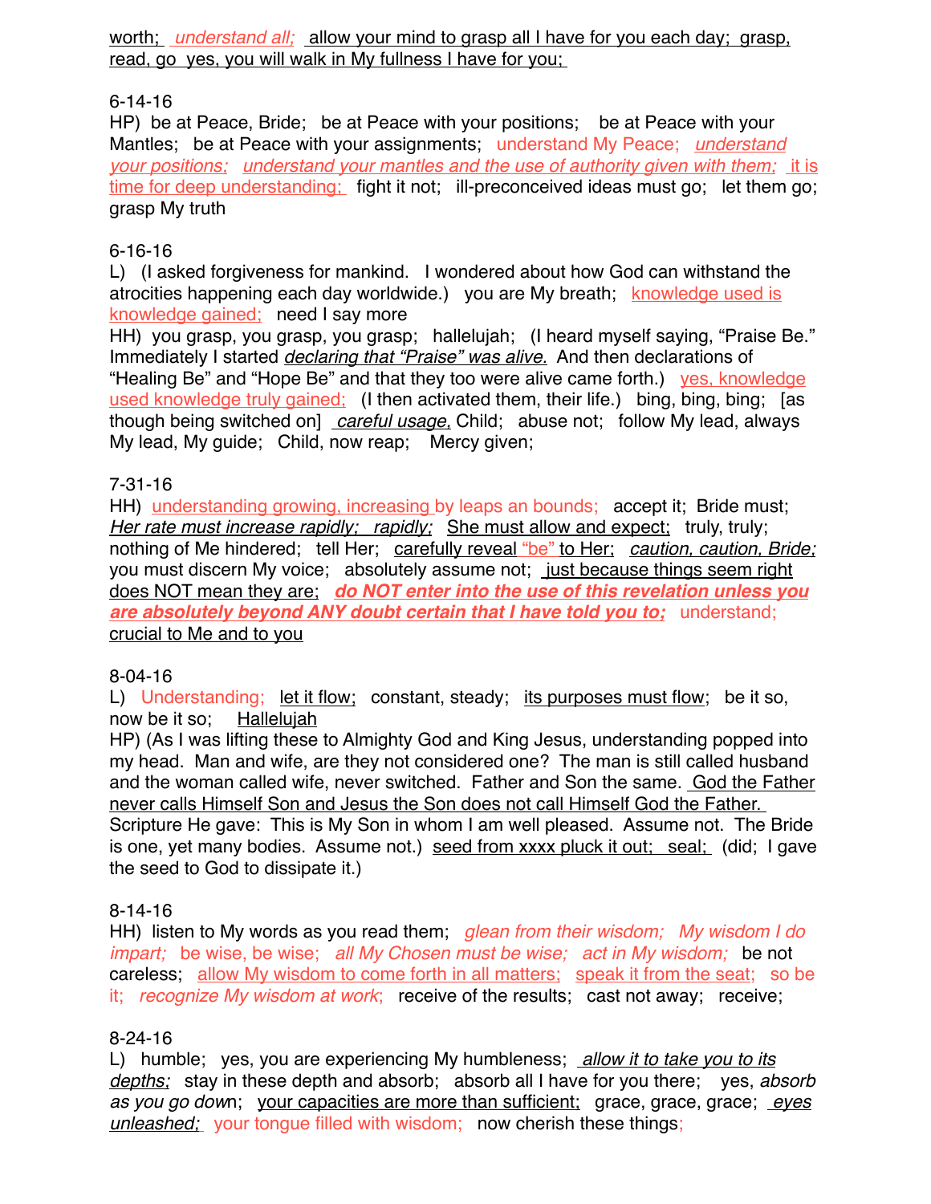worth; *understand all;* allow your mind to grasp all I have for you each day; grasp, read, go yes, you will walk in My fullness I have for you;

6-14-16

HP) be at Peace, Bride; be at Peace with your positions; be at Peace with your Mantles; be at Peace with your assignments; understand My Peace; *understand your positions;* understand your mantles and the use of authority given with them; it is time for deep understanding; fight it not; ill-preconceived ideas must go; let them go; grasp My truth

6-16-16

L) (I asked forgiveness for mankind. I wondered about how God can withstand the atrocities happening each day worldwide.) you are My breath; knowledge used is knowledge gained; need I say more

HH) you grasp, you grasp, you grasp; hallelujah; (I heard myself saying, "Praise Be." Immediately I started *declaring that "Praise" was alive.* And then declarations of "Healing Be" and "Hope Be" and that they too were alive came forth.) yes, knowledge used knowledge truly gained; (I then activated them, their life.) bing, bing, bing; [as though being switched on] *careful usage,* Child; abuse not; follow My lead, always My lead, My guide; Child, now reap; Mercy given;

7-31-16

HH) understanding growing, increasing by leaps an bounds; accept it; Bride must; *Her rate must increase rapidly; rapidly;* She must allow and expect; truly, truly; nothing of Me hindered; tell Her; carefully reveal "be" to Her; *caution, caution, Bride;* you must discern My voice; absolutely assume not; just because things seem right does NOT mean they are; ***do NOT enter into the use of this revelation unless you are absolutely beyond ANY doubt certain that I have told you to;*** understand; crucial to Me and to you

8-04-16

L) Understanding; let it flow; constant, steady; its purposes must flow; be it so, now be it so; Hallelujah

HP) (As I was lifting these to Almighty God and King Jesus, understanding popped into my head. Man and wife, are they not considered one? The man is still called husband and the woman called wife, never switched. Father and Son the same. God the Father never calls Himself Son and Jesus the Son does not call Himself God the Father. Scripture He gave: This is My Son in whom I am well pleased. Assume not. The Bride is one, yet many bodies. Assume not.) seed from xxxx pluck it out; seal; (did; I gave the seed to God to dissipate it.)

8-14-16

HH) listen to My words as you read them; *glean from their wisdom; My wisdom I do impart;* be wise, be wise; *all My Chosen must be wise; act in My wisdom;* be not careless; allow My wisdom to come forth in all matters; speak it from the seat; so be it; *recognize My wisdom at work*; receive of the results; cast not away; receive;

8-24-16

L) humble; yes, you are experiencing My humbleness; *allow it to take you to its depths;* stay in these depth and absorb; absorb all I have for you there; yes, *absorb as you go down*; your capacities are more than sufficient; grace, grace, grace; *eyes unleashed;* your tongue filled with wisdom; now cherish these things;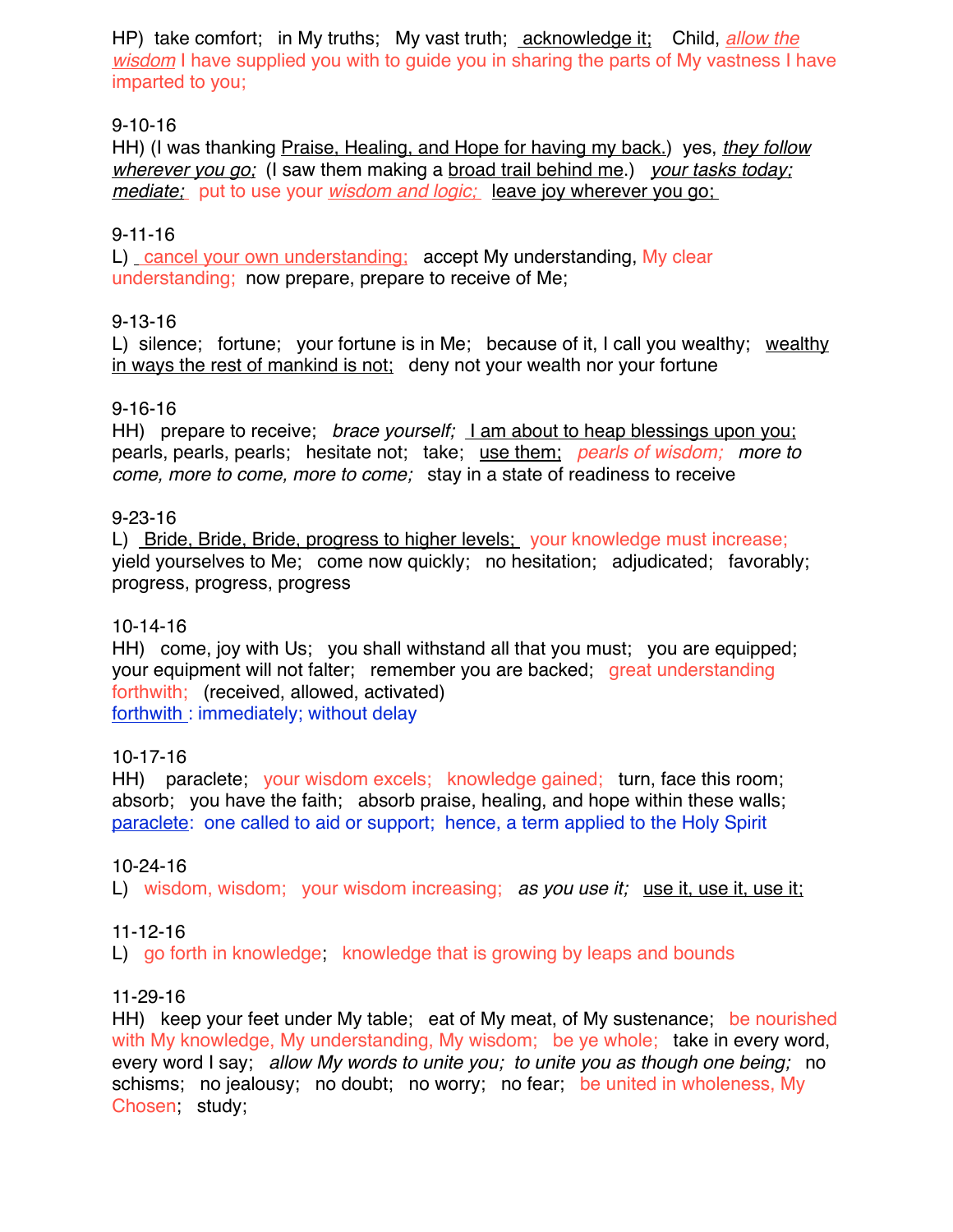HP) take comfort; in My truths; My vast truth; acknowledge it; Child, *allow the wisdom* I have supplied you with to guide you in sharing the parts of My vastness I have imparted to you;

9-10-16
HH) (I was thanking Praise, Healing, and Hope for having my back.) yes, *they follow wherever you go;* (I saw them making a broad trail behind me.) *your tasks today; mediate;* put to use your *wisdom and logic;* leave joy wherever you go;

9-11-16
L) cancel your own understanding; accept My understanding, My clear understanding; now prepare, prepare to receive of Me;

9-13-16
L) silence; fortune; your fortune is in Me; because of it, I call you wealthy; wealthy in ways the rest of mankind is not; deny not your wealth nor your fortune

9-16-16
HH) prepare to receive; *brace yourself;* I am about to heap blessings upon you; pearls, pearls, pearls; hesitate not; take; use them; *pearls of wisdom; more to come, more to come, more to come;* stay in a state of readiness to receive

9-23-16
L) Bride, Bride, Bride, progress to higher levels; your knowledge must increase; yield yourselves to Me; come now quickly; no hesitation; adjudicated; favorably; progress, progress, progress

10-14-16
HH) come, joy with Us; you shall withstand all that you must; you are equipped; your equipment will not falter; remember you are backed; great understanding forthwith; (received, allowed, activated)
forthwith : immediately; without delay

10-17-16
HH) paraclete; your wisdom excels; knowledge gained; turn, face this room; absorb; you have the faith; absorb praise, healing, and hope within these walls;
paraclete: one called to aid or support; hence, a term applied to the Holy Spirit

10-24-16
L) wisdom, wisdom; your wisdom increasing; *as you use it;* use it, use it, use it;

11-12-16
L) go forth in knowledge; knowledge that is growing by leaps and bounds

11-29-16
HH) keep your feet under My table; eat of My meat, of My sustenance; be nourished with My knowledge, My understanding, My wisdom; be ye whole; take in every word, every word I say; *allow My words to unite you; to unite you as though one being;* no schisms; no jealousy; no doubt; no worry; no fear; be united in wholeness, My Chosen; study;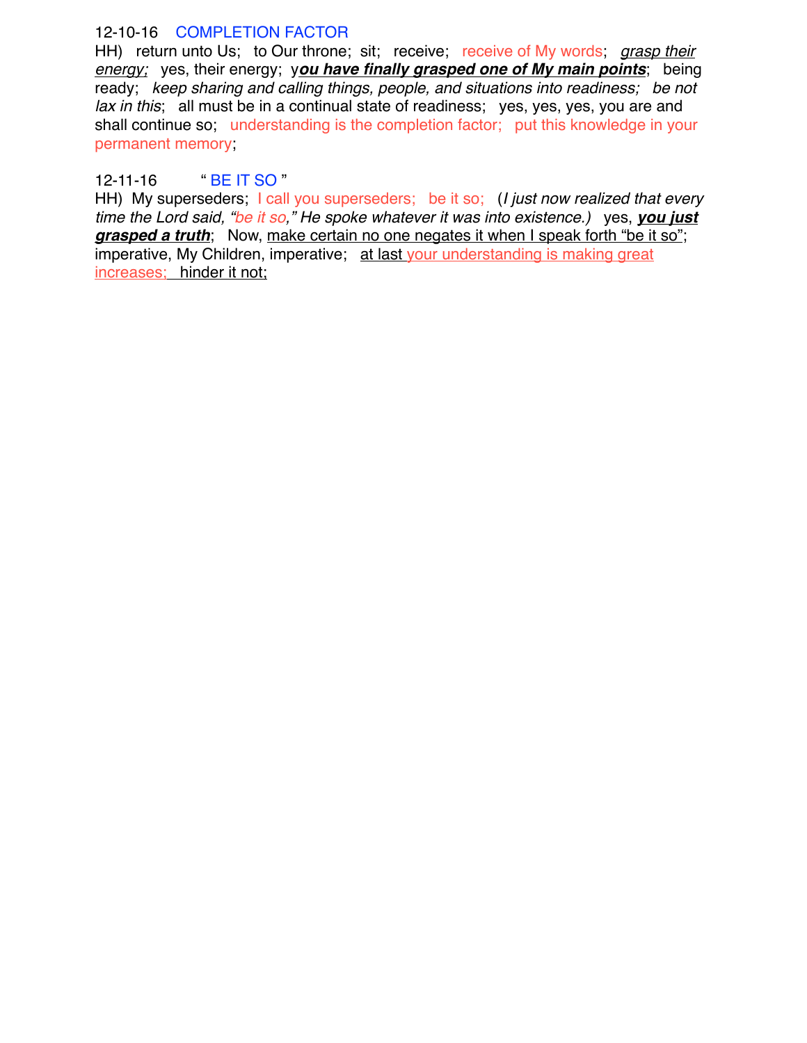12-10-16 COMPLETION FACTOR

HH) return unto Us; to Our throne; sit; receive; receive of My words; *grasp their energy;* yes, their energy; y***ou have finally grasped one of My main points***; being ready; *keep sharing and calling things, people, and situations into readiness; be not lax in this*; all must be in a continual state of readiness; yes, yes, yes, you are and shall continue so; understanding is the completion factor; put this knowledge in your permanent memory;

12-11-16 " BE IT SO "

HH) My superseders; I call you superseders; be it so; (*I just now realized that every time the Lord said, "be it so," He spoke whatever it was into existence.)* yes, ***you just grasped a truth***; Now, make certain no one negates it when I speak forth "be it so"; imperative, My Children, imperative; at last your understanding is making great increases; hinder it not;